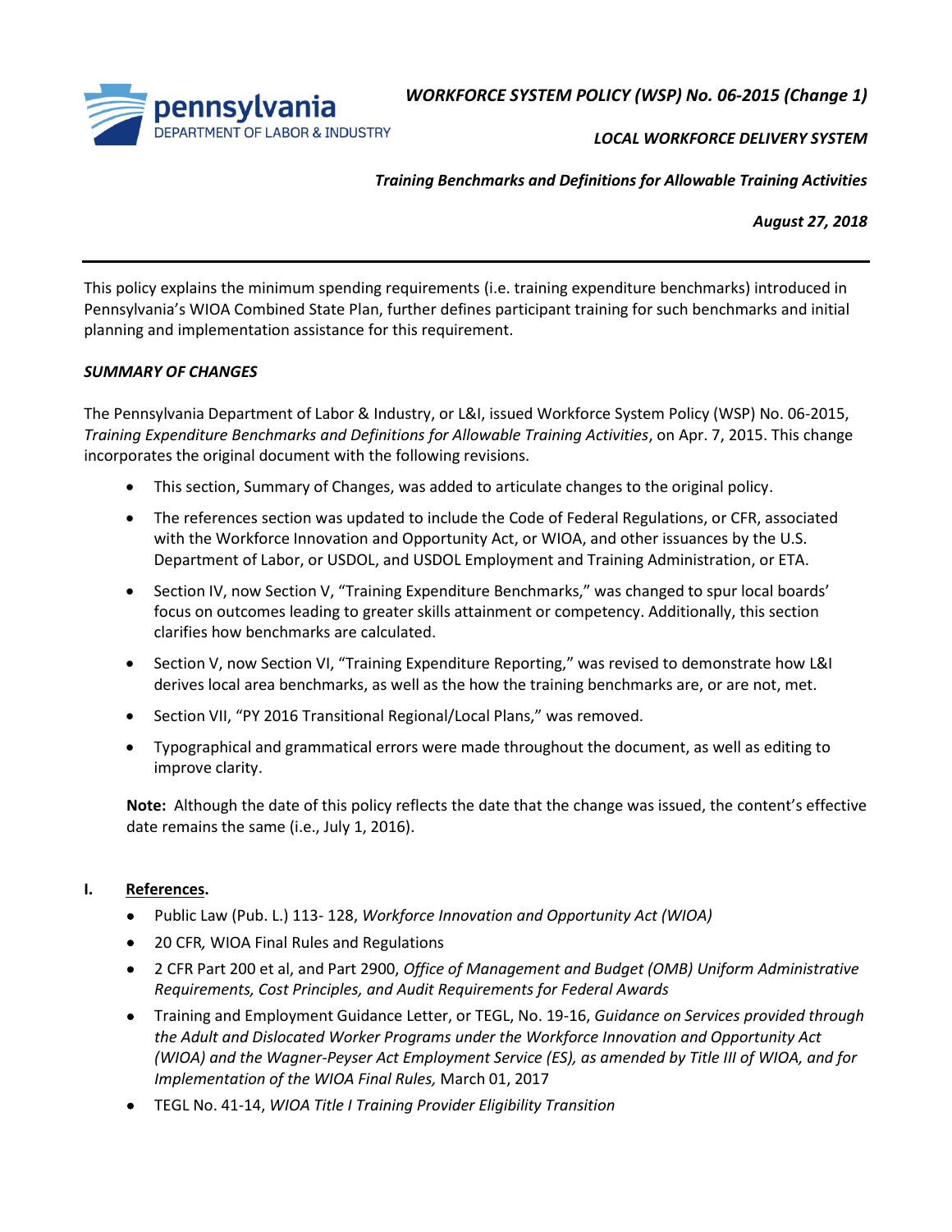*WORKFORCE SYSTEM POLICY (WSP) No. 06-2015 (Change 1)*

*LOCAL WORKFORCE DELIVERY SYSTEM*

*Training Benchmarks and Definitions for Allowable Training Activities*

*August 27, 2018*

---

This policy explains the minimum spending requirements (i.e. training expenditure benchmarks) introduced in Pennsylvania's WIOA Combined State Plan, further defines participant training for such benchmarks and initial planning and implementation assistance for this requirement.

***SUMMARY OF CHANGES***

The Pennsylvania Department of Labor & Industry, or L&I, issued Workforce System Policy (WSP) No. 06-2015, *Training Expenditure Benchmarks and Definitions for Allowable Training Activities*, on Apr. 7, 2015. This change incorporates the original document with the following revisions.

- This section, Summary of Changes, was added to articulate changes to the original policy.
- The references section was updated to include the Code of Federal Regulations, or CFR, associated with the Workforce Innovation and Opportunity Act, or WIOA, and other issuances by the U.S. Department of Labor, or USDOL, and USDOL Employment and Training Administration, or ETA.
- Section IV, now Section V, "Training Expenditure Benchmarks," was changed to spur local boards' focus on outcomes leading to greater skills attainment or competency. Additionally, this section clarifies how benchmarks are calculated.
- Section V, now Section VI, "Training Expenditure Reporting," was revised to demonstrate how L&I derives local area benchmarks, as well as the how the training benchmarks are, or are not, met.
- Section VII, "PY 2016 Transitional Regional/Local Plans," was removed.
- Typographical and grammatical errors were made throughout the document, as well as editing to improve clarity.

**Note:** Although the date of this policy reflects the date that the change was issued, the content's effective date remains the same (i.e., July 1, 2016).

## I. References.

- Public Law (Pub. L.) 113- 128, *Workforce Innovation and Opportunity Act (WIOA)*
- 20 CFR*,* WIOA Final Rules and Regulations
- 2 CFR Part 200 et al, and Part 2900, *Office of Management and Budget (OMB) Uniform Administrative Requirements, Cost Principles, and Audit Requirements for Federal Awards*
- Training and Employment Guidance Letter, or TEGL, No. 19-16, *Guidance on Services provided through the Adult and Dislocated Worker Programs under the Workforce Innovation and Opportunity Act (WIOA) and the Wagner-Peyser Act Employment Service (ES), as amended by Title III of WIOA, and for Implementation of the WIOA Final Rules,* March 01, 2017
- TEGL No. 41-14, *WIOA Title I Training Provider Eligibility Transition*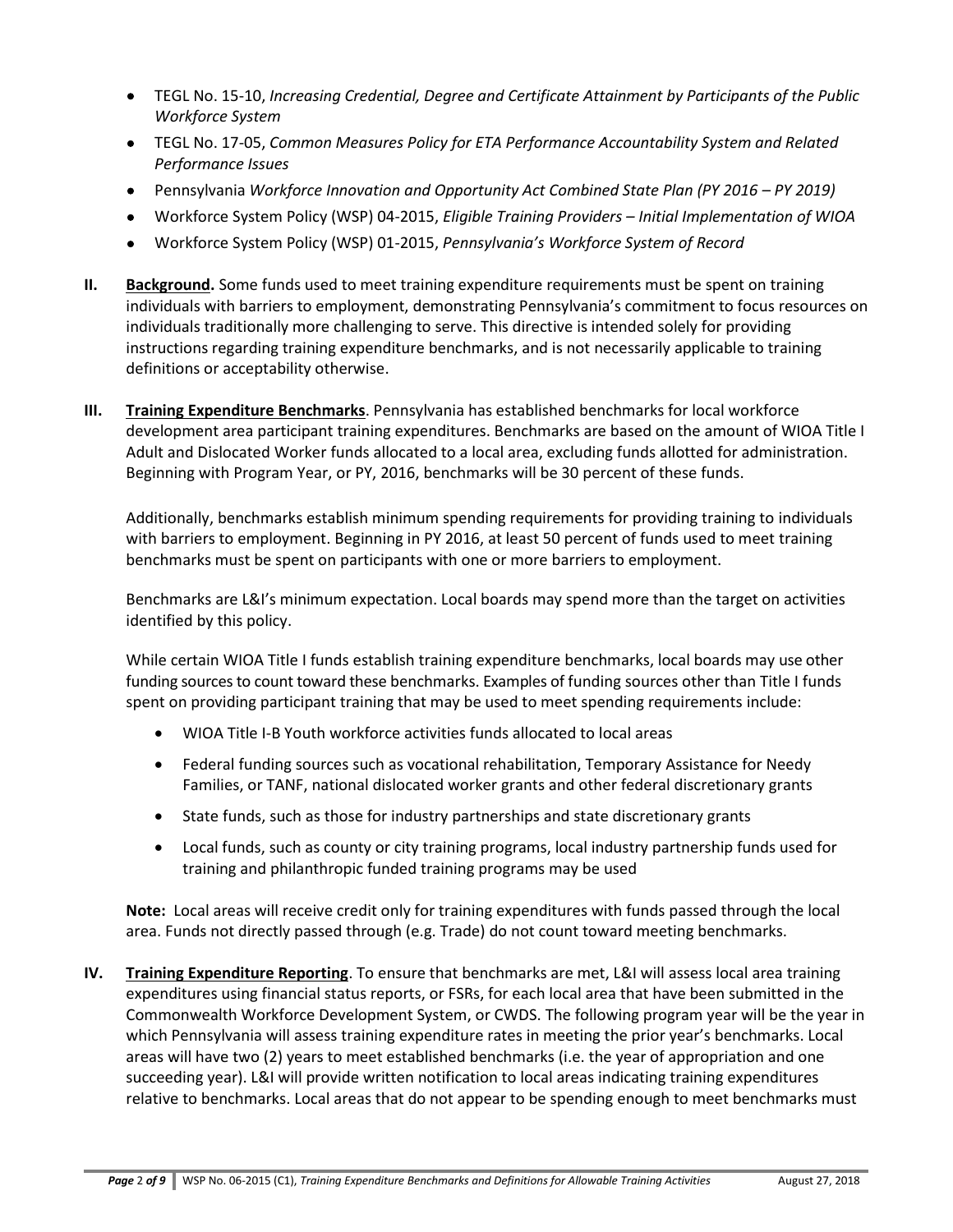- TEGL No. 15-10, *Increasing Credential, Degree and Certificate Attainment by Participants of the Public Workforce System*
- TEGL No. 17-05, *Common Measures Policy for ETA Performance Accountability System and Related Performance Issues*
- Pennsylvania *Workforce Innovation and Opportunity Act Combined State Plan (PY 2016 – PY 2019)*
- Workforce System Policy (WSP) 04-2015, *Eligible Training Providers – Initial Implementation of WIOA*
- Workforce System Policy (WSP) 01-2015, *Pennsylvania's Workforce System of Record*

**II. Background.** Some funds used to meet training expenditure requirements must be spent on training individuals with barriers to employment, demonstrating Pennsylvania's commitment to focus resources on individuals traditionally more challenging to serve. This directive is intended solely for providing instructions regarding training expenditure benchmarks, and is not necessarily applicable to training definitions or acceptability otherwise.

**III. Training Expenditure Benchmarks**. Pennsylvania has established benchmarks for local workforce development area participant training expenditures. Benchmarks are based on the amount of WIOA Title I Adult and Dislocated Worker funds allocated to a local area, excluding funds allotted for administration. Beginning with Program Year, or PY, 2016, benchmarks will be 30 percent of these funds.

Additionally, benchmarks establish minimum spending requirements for providing training to individuals with barriers to employment. Beginning in PY 2016, at least 50 percent of funds used to meet training benchmarks must be spent on participants with one or more barriers to employment.

Benchmarks are L&I's minimum expectation. Local boards may spend more than the target on activities identified by this policy.

While certain WIOA Title I funds establish training expenditure benchmarks, local boards may use other funding sources to count toward these benchmarks. Examples of funding sources other than Title I funds spent on providing participant training that may be used to meet spending requirements include:

- WIOA Title I-B Youth workforce activities funds allocated to local areas
- Federal funding sources such as vocational rehabilitation, Temporary Assistance for Needy Families, or TANF, national dislocated worker grants and other federal discretionary grants
- State funds, such as those for industry partnerships and state discretionary grants
- Local funds, such as county or city training programs, local industry partnership funds used for training and philanthropic funded training programs may be used

**Note:** Local areas will receive credit only for training expenditures with funds passed through the local area. Funds not directly passed through (e.g. Trade) do not count toward meeting benchmarks.

**IV. Training Expenditure Reporting**. To ensure that benchmarks are met, L&I will assess local area training expenditures using financial status reports, or FSRs, for each local area that have been submitted in the Commonwealth Workforce Development System, or CWDS. The following program year will be the year in which Pennsylvania will assess training expenditure rates in meeting the prior year's benchmarks. Local areas will have two (2) years to meet established benchmarks (i.e. the year of appropriation and one succeeding year). L&I will provide written notification to local areas indicating training expenditures relative to benchmarks. Local areas that do not appear to be spending enough to meet benchmarks must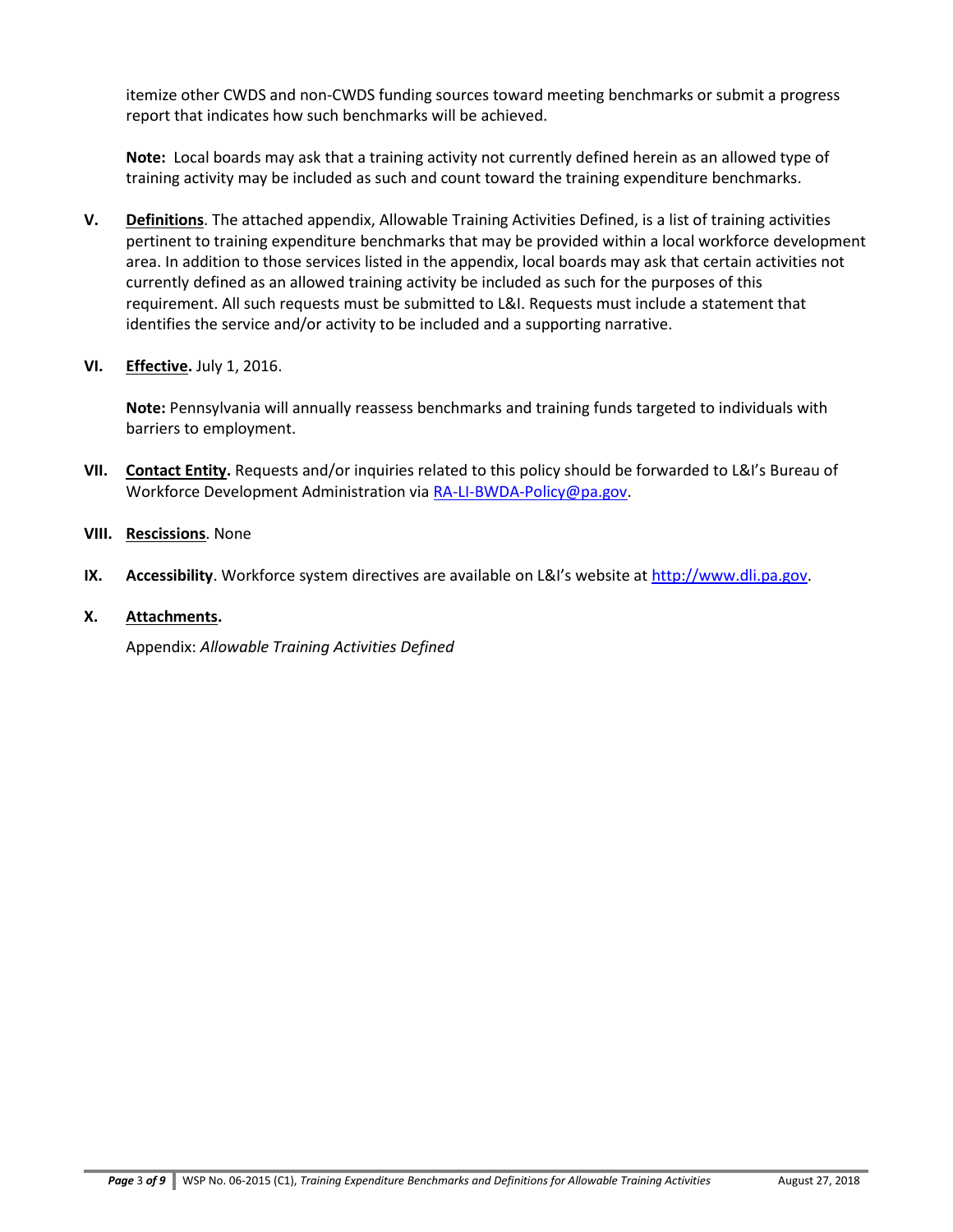itemize other CWDS and non-CWDS funding sources toward meeting benchmarks or submit a progress report that indicates how such benchmarks will be achieved.

**Note:** Local boards may ask that a training activity not currently defined herein as an allowed type of training activity may be included as such and count toward the training expenditure benchmarks.

**V. Definitions**. The attached appendix, Allowable Training Activities Defined, is a list of training activities pertinent to training expenditure benchmarks that may be provided within a local workforce development area. In addition to those services listed in the appendix, local boards may ask that certain activities not currently defined as an allowed training activity be included as such for the purposes of this requirement. All such requests must be submitted to L&I. Requests must include a statement that identifies the service and/or activity to be included and a supporting narrative.

**VI. Effective.** July 1, 2016.

**Note:** Pennsylvania will annually reassess benchmarks and training funds targeted to individuals with barriers to employment.

**VII. Contact Entity.** Requests and/or inquiries related to this policy should be forwarded to L&I's Bureau of Workforce Development Administration via RA-LI-BWDA-Policy@pa.gov.

**VIII. Rescissions**. None

**IX. Accessibility**. Workforce system directives are available on L&I's website at http://www.dli.pa.gov.

**X. Attachments.**

Appendix: *Allowable Training Activities Defined*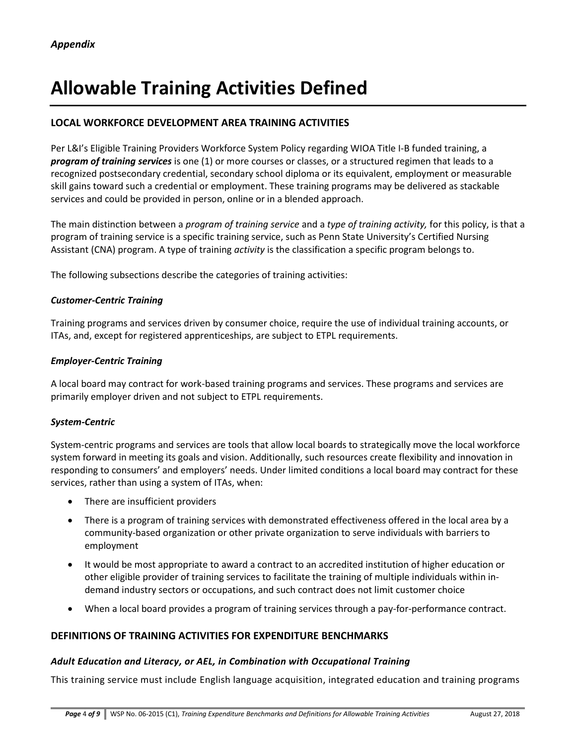*Appendix*

# Allowable Training Activities Defined

## LOCAL WORKFORCE DEVELOPMENT AREA TRAINING ACTIVITIES

Per L&I's Eligible Training Providers Workforce System Policy regarding WIOA Title I-B funded training, a ***program of training services*** is one (1) or more courses or classes, or a structured regimen that leads to a recognized postsecondary credential, secondary school diploma or its equivalent, employment or measurable skill gains toward such a credential or employment. These training programs may be delivered as stackable services and could be provided in person, online or in a blended approach.

The main distinction between a *program of training service* and a *type of training activity,* for this policy, is that a program of training service is a specific training service, such as Penn State University's Certified Nursing Assistant (CNA) program. A type of training *activity* is the classification a specific program belongs to.

The following subsections describe the categories of training activities:

### *Customer-Centric Training*

Training programs and services driven by consumer choice, require the use of individual training accounts, or ITAs, and, except for registered apprenticeships, are subject to ETPL requirements.

### *Employer-Centric Training*

A local board may contract for work-based training programs and services. These programs and services are primarily employer driven and not subject to ETPL requirements.

### *System-Centric*

System-centric programs and services are tools that allow local boards to strategically move the local workforce system forward in meeting its goals and vision. Additionally, such resources create flexibility and innovation in responding to consumers' and employers' needs. Under limited conditions a local board may contract for these services, rather than using a system of ITAs, when:

- There are insufficient providers
- There is a program of training services with demonstrated effectiveness offered in the local area by a community-based organization or other private organization to serve individuals with barriers to employment
- It would be most appropriate to award a contract to an accredited institution of higher education or other eligible provider of training services to facilitate the training of multiple individuals within in-demand industry sectors or occupations, and such contract does not limit customer choice
- When a local board provides a program of training services through a pay-for-performance contract.

## DEFINITIONS OF TRAINING ACTIVITIES FOR EXPENDITURE BENCHMARKS

### *Adult Education and Literacy, or AEL, in Combination with Occupational Training*

This training service must include English language acquisition, integrated education and training programs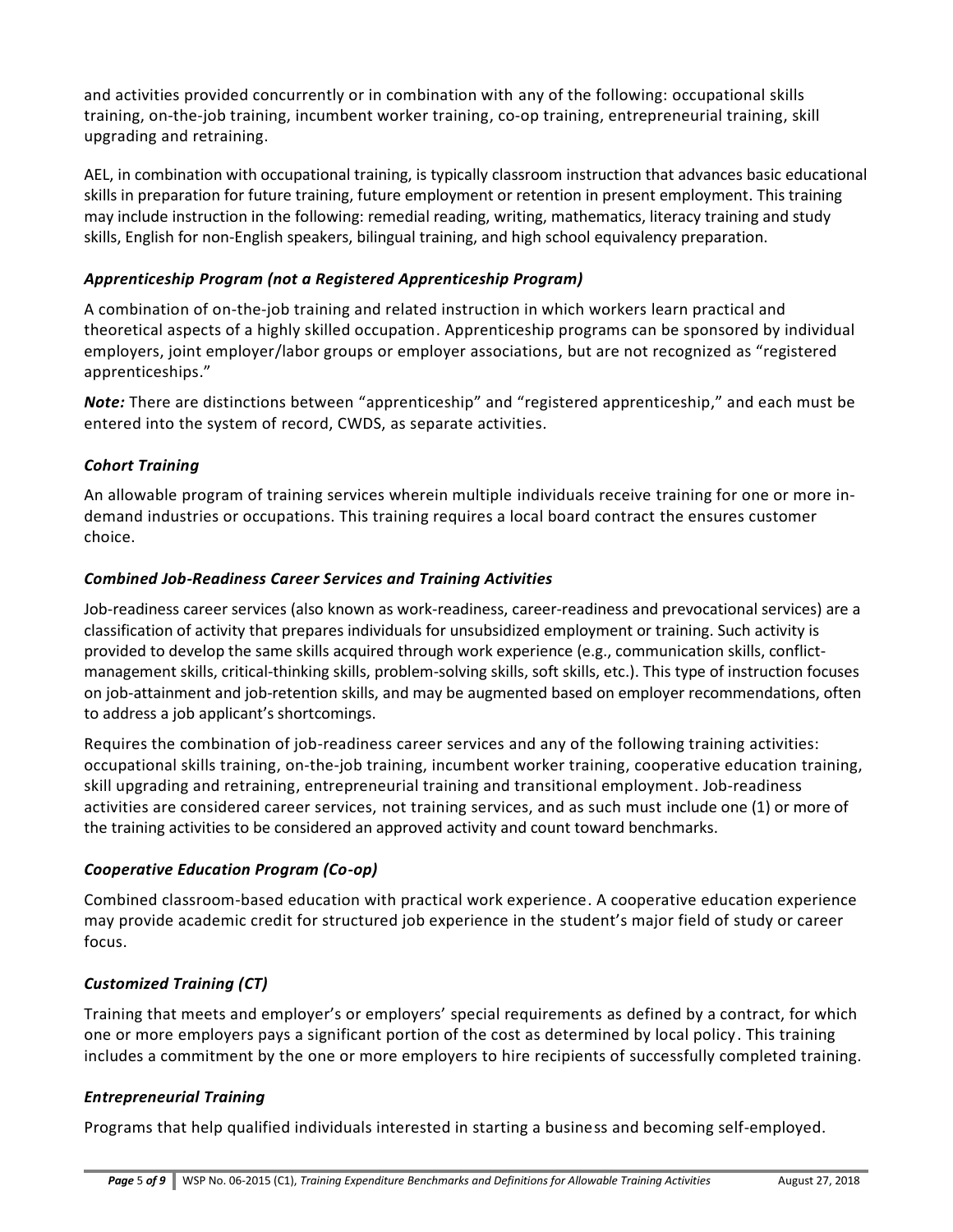and activities provided concurrently or in combination with any of the following: occupational skills training, on-the-job training, incumbent worker training, co-op training, entrepreneurial training, skill upgrading and retraining.

AEL, in combination with occupational training, is typically classroom instruction that advances basic educational skills in preparation for future training, future employment or retention in present employment. This training may include instruction in the following: remedial reading, writing, mathematics, literacy training and study skills, English for non-English speakers, bilingual training, and high school equivalency preparation.

### *Apprenticeship Program (not a Registered Apprenticeship Program)*

A combination of on-the-job training and related instruction in which workers learn practical and theoretical aspects of a highly skilled occupation. Apprenticeship programs can be sponsored by individual employers, joint employer/labor groups or employer associations, but are not recognized as "registered apprenticeships."

***Note:*** There are distinctions between "apprenticeship" and "registered apprenticeship," and each must be entered into the system of record, CWDS, as separate activities.

### *Cohort Training*

An allowable program of training services wherein multiple individuals receive training for one or more in-demand industries or occupations. This training requires a local board contract the ensures customer choice.

### *Combined Job-Readiness Career Services and Training Activities*

Job-readiness career services (also known as work-readiness, career-readiness and prevocational services) are a classification of activity that prepares individuals for unsubsidized employment or training. Such activity is provided to develop the same skills acquired through work experience (e.g., communication skills, conflict-management skills, critical-thinking skills, problem-solving skills, soft skills, etc.). This type of instruction focuses on job-attainment and job-retention skills, and may be augmented based on employer recommendations, often to address a job applicant's shortcomings.

Requires the combination of job-readiness career services and any of the following training activities: occupational skills training, on-the-job training, incumbent worker training, cooperative education training, skill upgrading and retraining, entrepreneurial training and transitional employment. Job-readiness activities are considered career services, not training services, and as such must include one (1) or more of the training activities to be considered an approved activity and count toward benchmarks.

### *Cooperative Education Program (Co-op)*

Combined classroom-based education with practical work experience. A cooperative education experience may provide academic credit for structured job experience in the student's major field of study or career focus.

### *Customized Training (CT)*

Training that meets and employer's or employers' special requirements as defined by a contract, for which one or more employers pays a significant portion of the cost as determined by local policy. This training includes a commitment by the one or more employers to hire recipients of successfully completed training.

### *Entrepreneurial Training*

Programs that help qualified individuals interested in starting a business and becoming self-employed.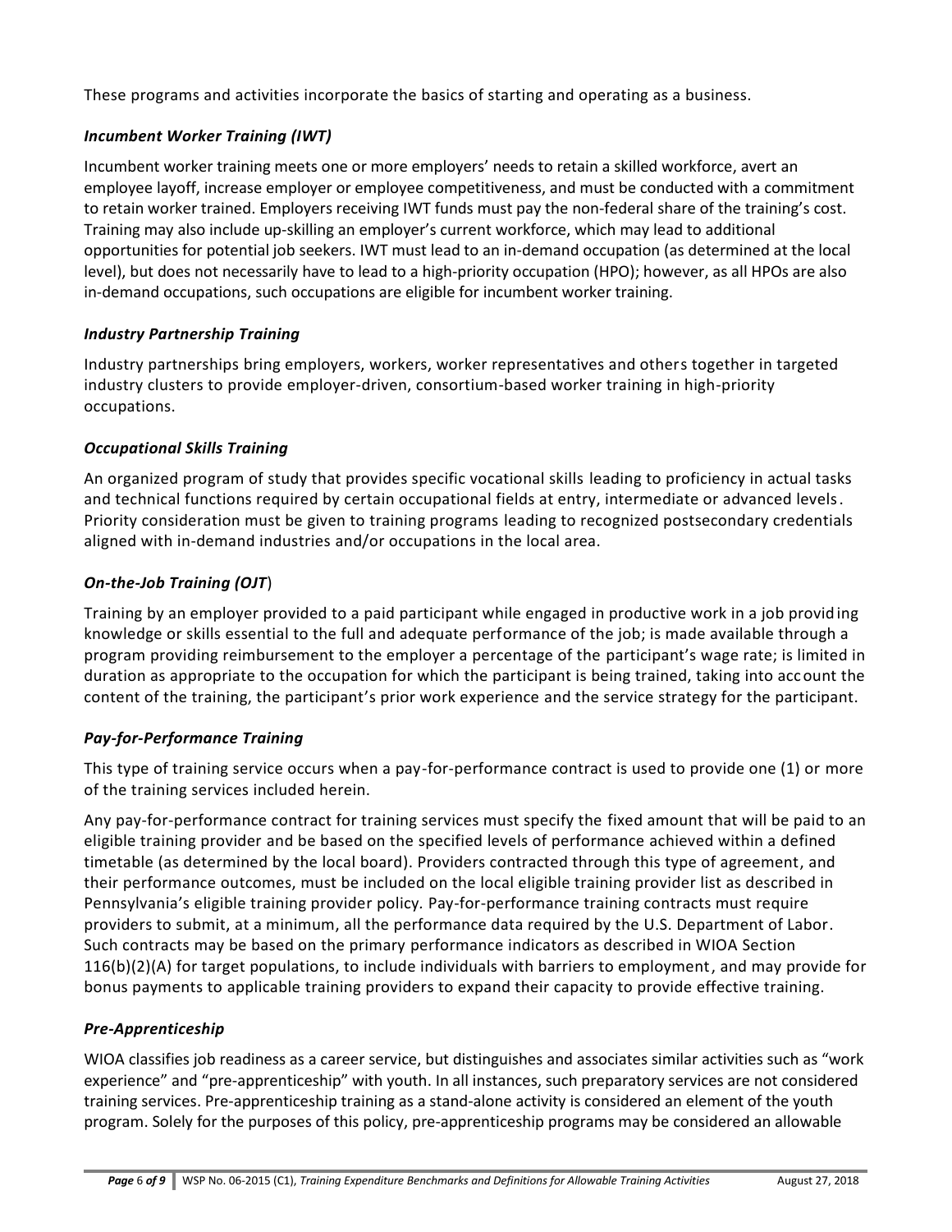These programs and activities incorporate the basics of starting and operating as a business.

### *Incumbent Worker Training (IWT)*

Incumbent worker training meets one or more employers' needs to retain a skilled workforce, avert an employee layoff, increase employer or employee competitiveness, and must be conducted with a commitment to retain worker trained. Employers receiving IWT funds must pay the non-federal share of the training's cost. Training may also include up-skilling an employer's current workforce, which may lead to additional opportunities for potential job seekers. IWT must lead to an in-demand occupation (as determined at the local level), but does not necessarily have to lead to a high-priority occupation (HPO); however, as all HPOs are also in-demand occupations, such occupations are eligible for incumbent worker training.

### *Industry Partnership Training*

Industry partnerships bring employers, workers, worker representatives and others together in targeted industry clusters to provide employer-driven, consortium-based worker training in high-priority occupations.

### *Occupational Skills Training*

An organized program of study that provides specific vocational skills leading to proficiency in actual tasks and technical functions required by certain occupational fields at entry, intermediate or advanced levels. Priority consideration must be given to training programs leading to recognized postsecondary credentials aligned with in-demand industries and/or occupations in the local area.

### *On-the-Job Training (OJT)*

Training by an employer provided to a paid participant while engaged in productive work in a job providing knowledge or skills essential to the full and adequate performance of the job; is made available through a program providing reimbursement to the employer a percentage of the participant's wage rate; is limited in duration as appropriate to the occupation for which the participant is being trained, taking into account the content of the training, the participant's prior work experience and the service strategy for the participant.

### *Pay-for-Performance Training*

This type of training service occurs when a pay-for-performance contract is used to provide one (1) or more of the training services included herein.

Any pay-for-performance contract for training services must specify the fixed amount that will be paid to an eligible training provider and be based on the specified levels of performance achieved within a defined timetable (as determined by the local board). Providers contracted through this type of agreement, and their performance outcomes, must be included on the local eligible training provider list as described in Pennsylvania's eligible training provider policy. Pay-for-performance training contracts must require providers to submit, at a minimum, all the performance data required by the U.S. Department of Labor. Such contracts may be based on the primary performance indicators as described in WIOA Section 116(b)(2)(A) for target populations, to include individuals with barriers to employment, and may provide for bonus payments to applicable training providers to expand their capacity to provide effective training.

### *Pre-Apprenticeship*

WIOA classifies job readiness as a career service, but distinguishes and associates similar activities such as "work experience" and "pre-apprenticeship" with youth. In all instances, such preparatory services are not considered training services. Pre-apprenticeship training as a stand-alone activity is considered an element of the youth program. Solely for the purposes of this policy, pre-apprenticeship programs may be considered an allowable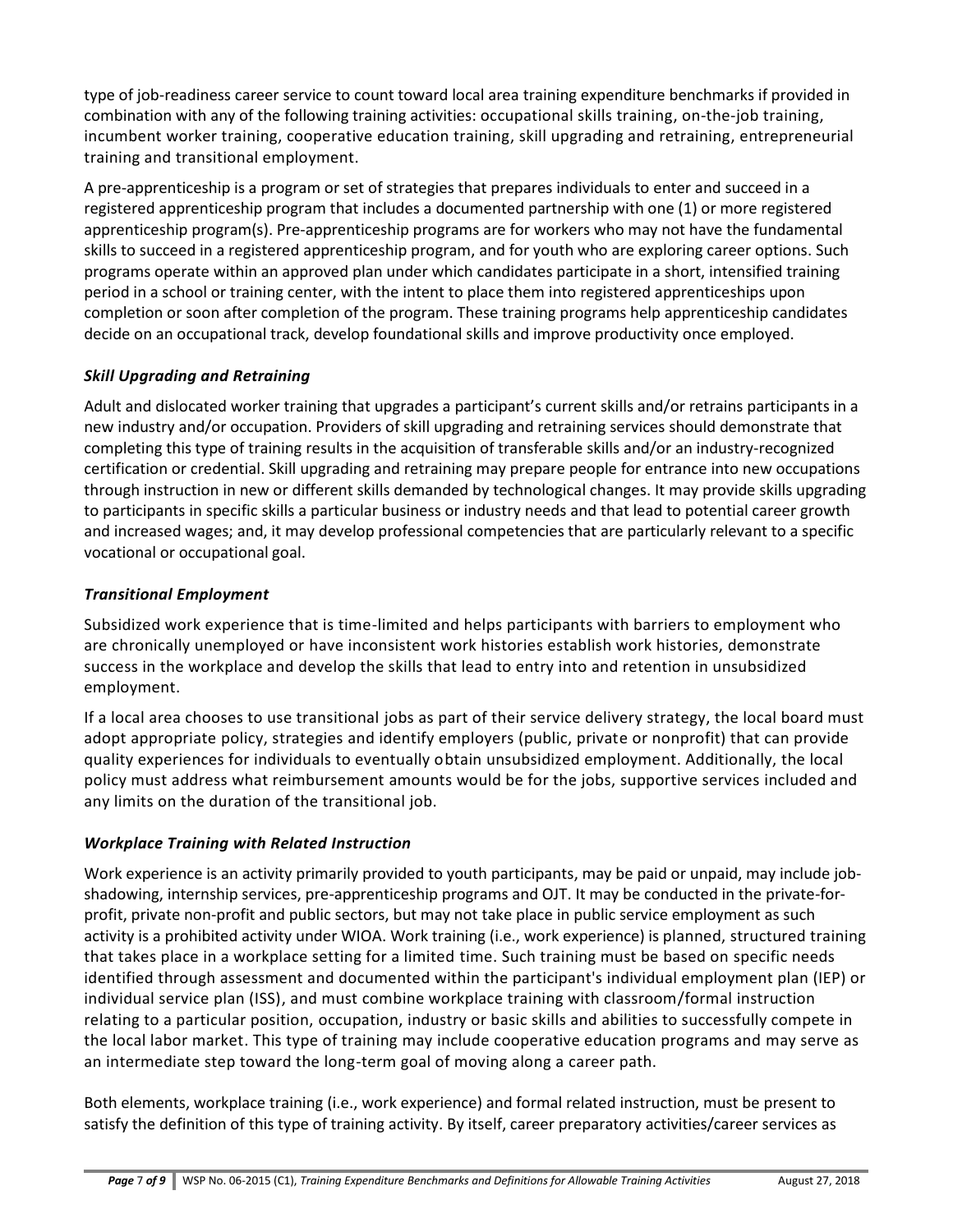type of job-readiness career service to count toward local area training expenditure benchmarks if provided in combination with any of the following training activities: occupational skills training, on-the-job training, incumbent worker training, cooperative education training, skill upgrading and retraining, entrepreneurial training and transitional employment.

A pre-apprenticeship is a program or set of strategies that prepares individuals to enter and succeed in a registered apprenticeship program that includes a documented partnership with one (1) or more registered apprenticeship program(s). Pre-apprenticeship programs are for workers who may not have the fundamental skills to succeed in a registered apprenticeship program, and for youth who are exploring career options. Such programs operate within an approved plan under which candidates participate in a short, intensified training period in a school or training center, with the intent to place them into registered apprenticeships upon completion or soon after completion of the program. These training programs help apprenticeship candidates decide on an occupational track, develop foundational skills and improve productivity once employed.

### *Skill Upgrading and Retraining*

Adult and dislocated worker training that upgrades a participant's current skills and/or retrains participants in a new industry and/or occupation. Providers of skill upgrading and retraining services should demonstrate that completing this type of training results in the acquisition of transferable skills and/or an industry-recognized certification or credential. Skill upgrading and retraining may prepare people for entrance into new occupations through instruction in new or different skills demanded by technological changes. It may provide skills upgrading to participants in specific skills a particular business or industry needs and that lead to potential career growth and increased wages; and, it may develop professional competencies that are particularly relevant to a specific vocational or occupational goal.

### *Transitional Employment*

Subsidized work experience that is time-limited and helps participants with barriers to employment who are chronically unemployed or have inconsistent work histories establish work histories, demonstrate success in the workplace and develop the skills that lead to entry into and retention in unsubsidized employment.

If a local area chooses to use transitional jobs as part of their service delivery strategy, the local board must adopt appropriate policy, strategies and identify employers (public, private or nonprofit) that can provide quality experiences for individuals to eventually obtain unsubsidized employment. Additionally, the local policy must address what reimbursement amounts would be for the jobs, supportive services included and any limits on the duration of the transitional job.

### *Workplace Training with Related Instruction*

Work experience is an activity primarily provided to youth participants, may be paid or unpaid, may include job-shadowing, internship services, pre-apprenticeship programs and OJT. It may be conducted in the private-for-profit, private non-profit and public sectors, but may not take place in public service employment as such activity is a prohibited activity under WIOA. Work training (i.e., work experience) is planned, structured training that takes place in a workplace setting for a limited time. Such training must be based on specific needs identified through assessment and documented within the participant's individual employment plan (IEP) or individual service plan (ISS), and must combine workplace training with classroom/formal instruction relating to a particular position, occupation, industry or basic skills and abilities to successfully compete in the local labor market. This type of training may include cooperative education programs and may serve as an intermediate step toward the long-term goal of moving along a career path.

Both elements, workplace training (i.e., work experience) and formal related instruction, must be present to satisfy the definition of this type of training activity. By itself, career preparatory activities/career services as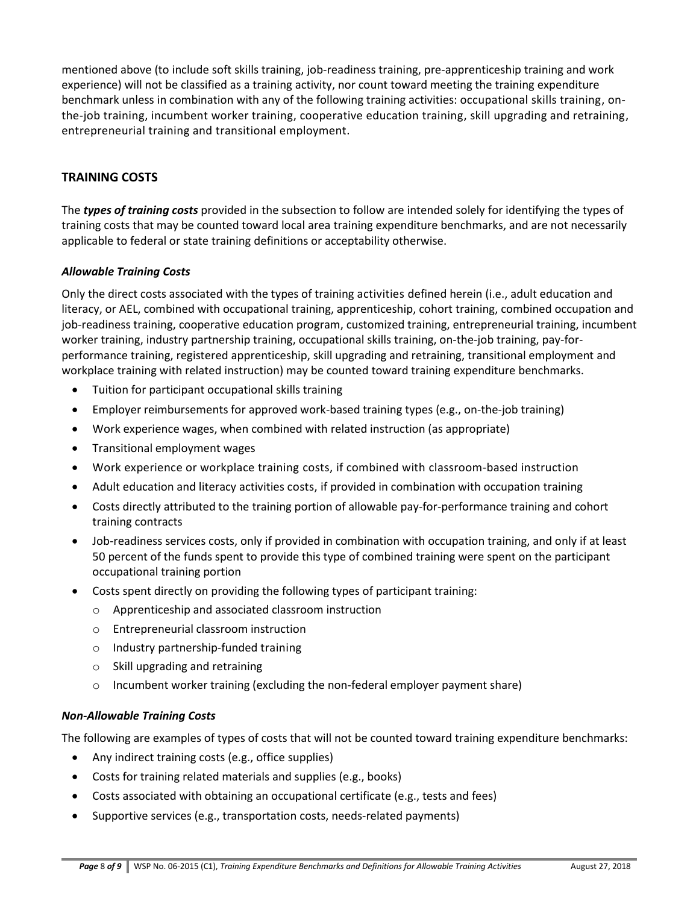mentioned above (to include soft skills training, job-readiness training, pre-apprenticeship training and work experience) will not be classified as a training activity, nor count toward meeting the training expenditure benchmark unless in combination with any of the following training activities: occupational skills training, on-the-job training, incumbent worker training, cooperative education training, skill upgrading and retraining, entrepreneurial training and transitional employment.

## TRAINING COSTS

The ***types of training costs*** provided in the subsection to follow are intended solely for identifying the types of training costs that may be counted toward local area training expenditure benchmarks, and are not necessarily applicable to federal or state training definitions or acceptability otherwise.

### *Allowable Training Costs*

Only the direct costs associated with the types of training activities defined herein (i.e., adult education and literacy, or AEL, combined with occupational training, apprenticeship, cohort training, combined occupation and job-readiness training, cooperative education program, customized training, entrepreneurial training, incumbent worker training, industry partnership training, occupational skills training, on-the-job training, pay-for-performance training, registered apprenticeship, skill upgrading and retraining, transitional employment and workplace training with related instruction) may be counted toward training expenditure benchmarks.

- Tuition for participant occupational skills training
- Employer reimbursements for approved work-based training types (e.g., on-the-job training)
- Work experience wages, when combined with related instruction (as appropriate)
- Transitional employment wages
- Work experience or workplace training costs, if combined with classroom-based instruction
- Adult education and literacy activities costs, if provided in combination with occupation training
- Costs directly attributed to the training portion of allowable pay-for-performance training and cohort training contracts
- Job-readiness services costs, only if provided in combination with occupation training, and only if at least 50 percent of the funds spent to provide this type of combined training were spent on the participant occupational training portion
- Costs spent directly on providing the following types of participant training:
  - Apprenticeship and associated classroom instruction
  - Entrepreneurial classroom instruction
  - Industry partnership-funded training
  - Skill upgrading and retraining
  - Incumbent worker training (excluding the non-federal employer payment share)

### *Non-Allowable Training Costs*

The following are examples of types of costs that will not be counted toward training expenditure benchmarks:

- Any indirect training costs (e.g., office supplies)
- Costs for training related materials and supplies (e.g., books)
- Costs associated with obtaining an occupational certificate (e.g., tests and fees)
- Supportive services (e.g., transportation costs, needs-related payments)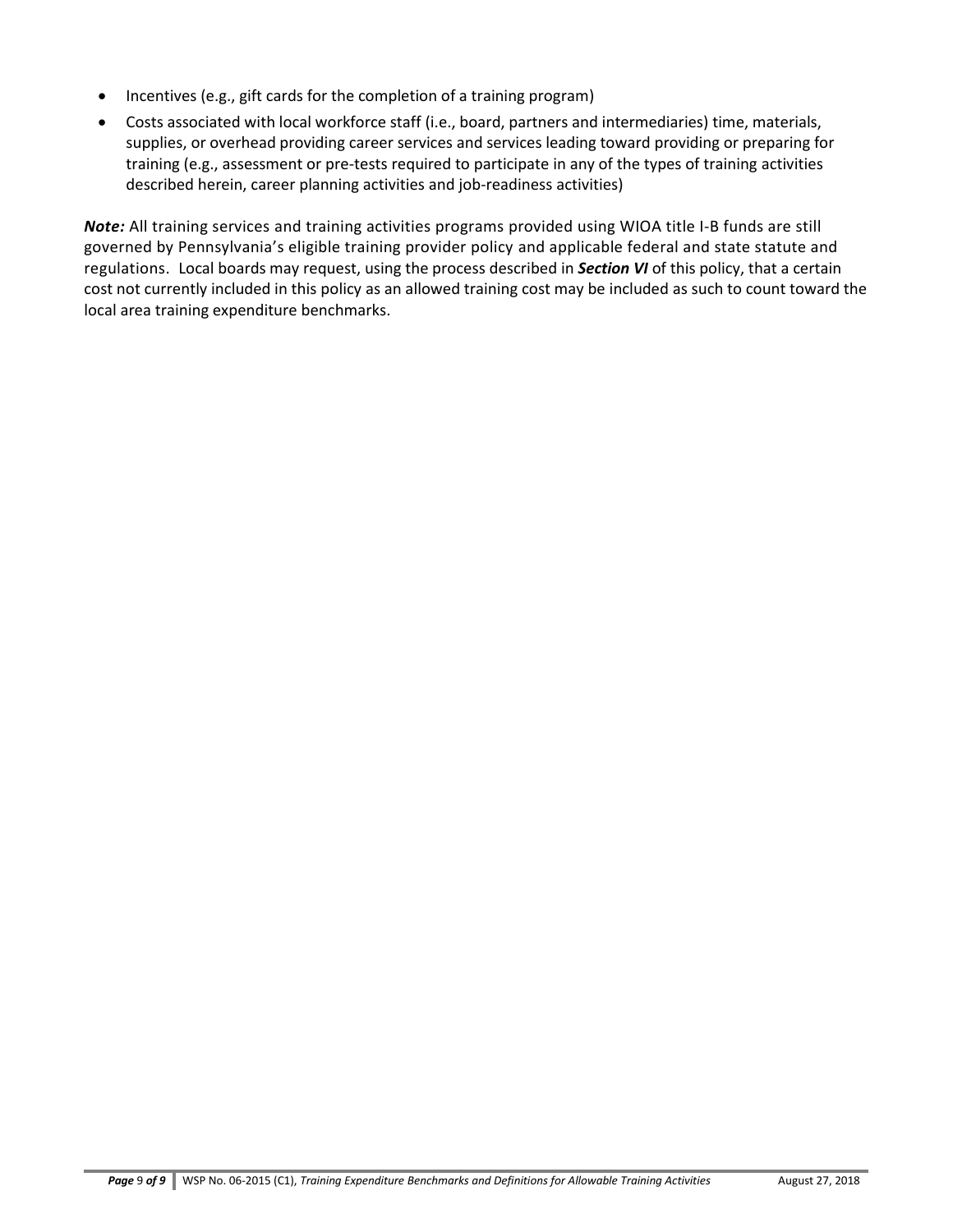- Incentives (e.g., gift cards for the completion of a training program)
- Costs associated with local workforce staff (i.e., board, partners and intermediaries) time, materials, supplies, or overhead providing career services and services leading toward providing or preparing for training (e.g., assessment or pre-tests required to participate in any of the types of training activities described herein, career planning activities and job-readiness activities)

***Note:*** All training services and training activities programs provided using WIOA title I-B funds are still governed by Pennsylvania's eligible training provider policy and applicable federal and state statute and regulations. Local boards may request, using the process described in ***Section VI*** of this policy, that a certain cost not currently included in this policy as an allowed training cost may be included as such to count toward the local area training expenditure benchmarks.